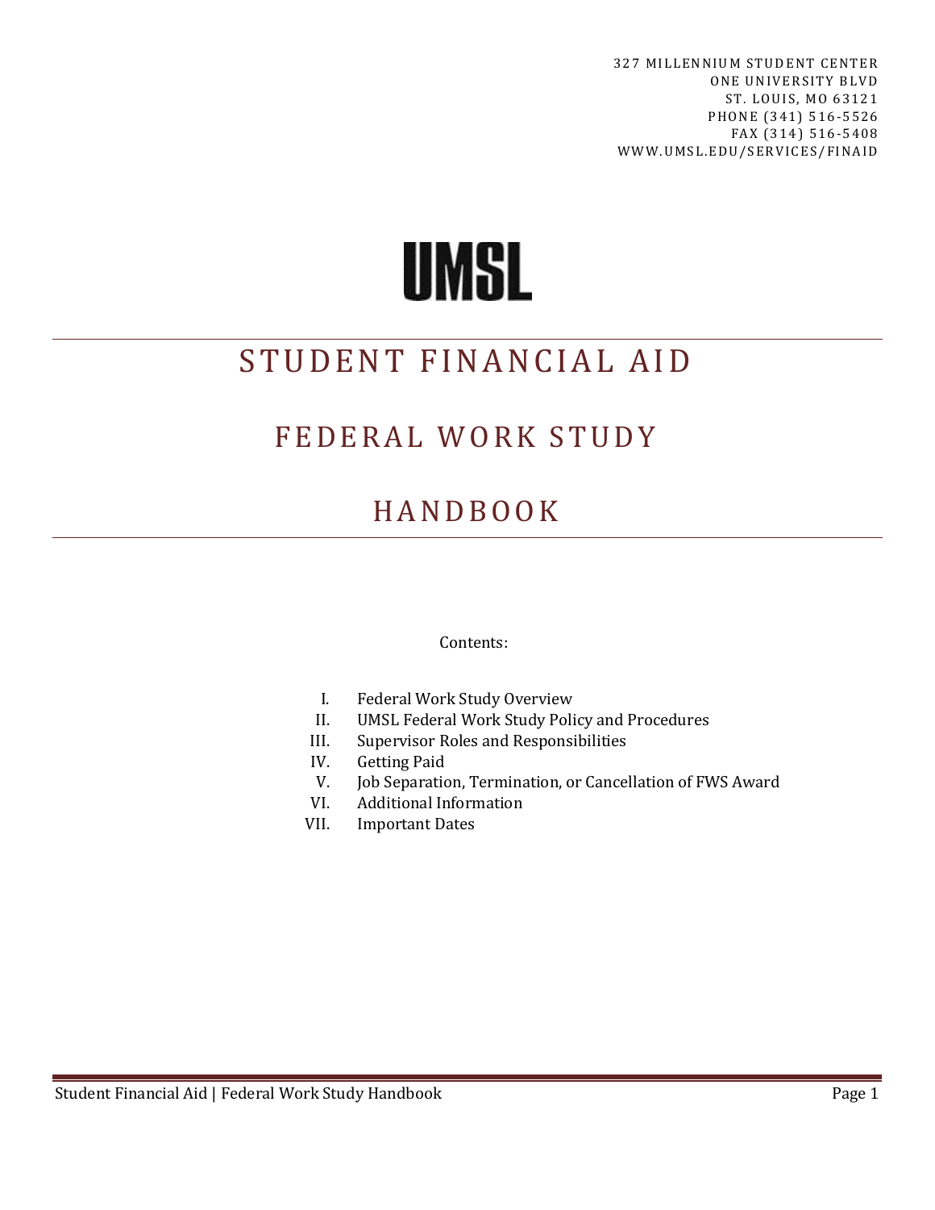327 MILLENNIUM STUDENT CENTER
ONE UNIVERSITY BLVD
ST. LOUIS, MO 63121
PHONE (341) 516-5526
FAX (314) 516-5408
WWW.UMSL.EDU/SERVICES/FINAID

UMSL

# STUDENT FINANCIAL AID

# FEDERAL WORK STUDY

# HANDBOOK

Contents:

I. Federal Work Study Overview
II. UMSL Federal Work Study Policy and Procedures
III. Supervisor Roles and Responsibilities
IV. Getting Paid
V. Job Separation, Termination, or Cancellation of FWS Award
VI. Additional Information
VII. Important Dates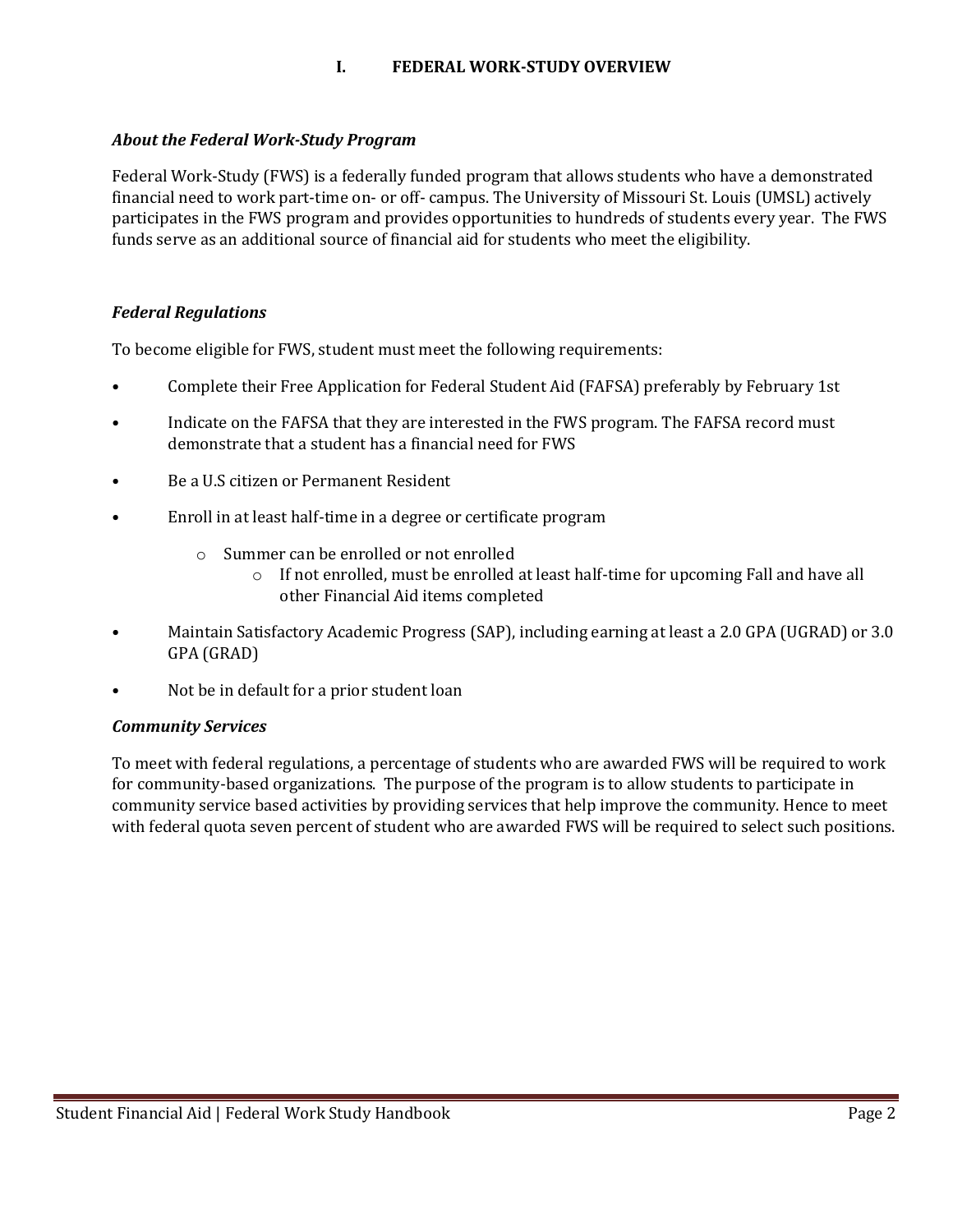# I. FEDERAL WORK-STUDY OVERVIEW

### *About the Federal Work-Study Program*

Federal Work-Study (FWS) is a federally funded program that allows students who have a demonstrated financial need to work part-time on- or off- campus. The University of Missouri St. Louis (UMSL) actively participates in the FWS program and provides opportunities to hundreds of students every year. The FWS funds serve as an additional source of financial aid for students who meet the eligibility.

### *Federal Regulations*

To become eligible for FWS, student must meet the following requirements:

- Complete their Free Application for Federal Student Aid (FAFSA) preferably by February 1st
- Indicate on the FAFSA that they are interested in the FWS program. The FAFSA record must demonstrate that a student has a financial need for FWS
- Be a U.S citizen or Permanent Resident
- Enroll in at least half-time in a degree or certificate program
  - Summer can be enrolled or not enrolled
    - If not enrolled, must be enrolled at least half-time for upcoming Fall and have all other Financial Aid items completed
- Maintain Satisfactory Academic Progress (SAP), including earning at least a 2.0 GPA (UGRAD) or 3.0 GPA (GRAD)
- Not be in default for a prior student loan

### *Community Services*

To meet with federal regulations, a percentage of students who are awarded FWS will be required to work for community-based organizations. The purpose of the program is to allow students to participate in community service based activities by providing services that help improve the community. Hence to meet with federal quota seven percent of student who are awarded FWS will be required to select such positions.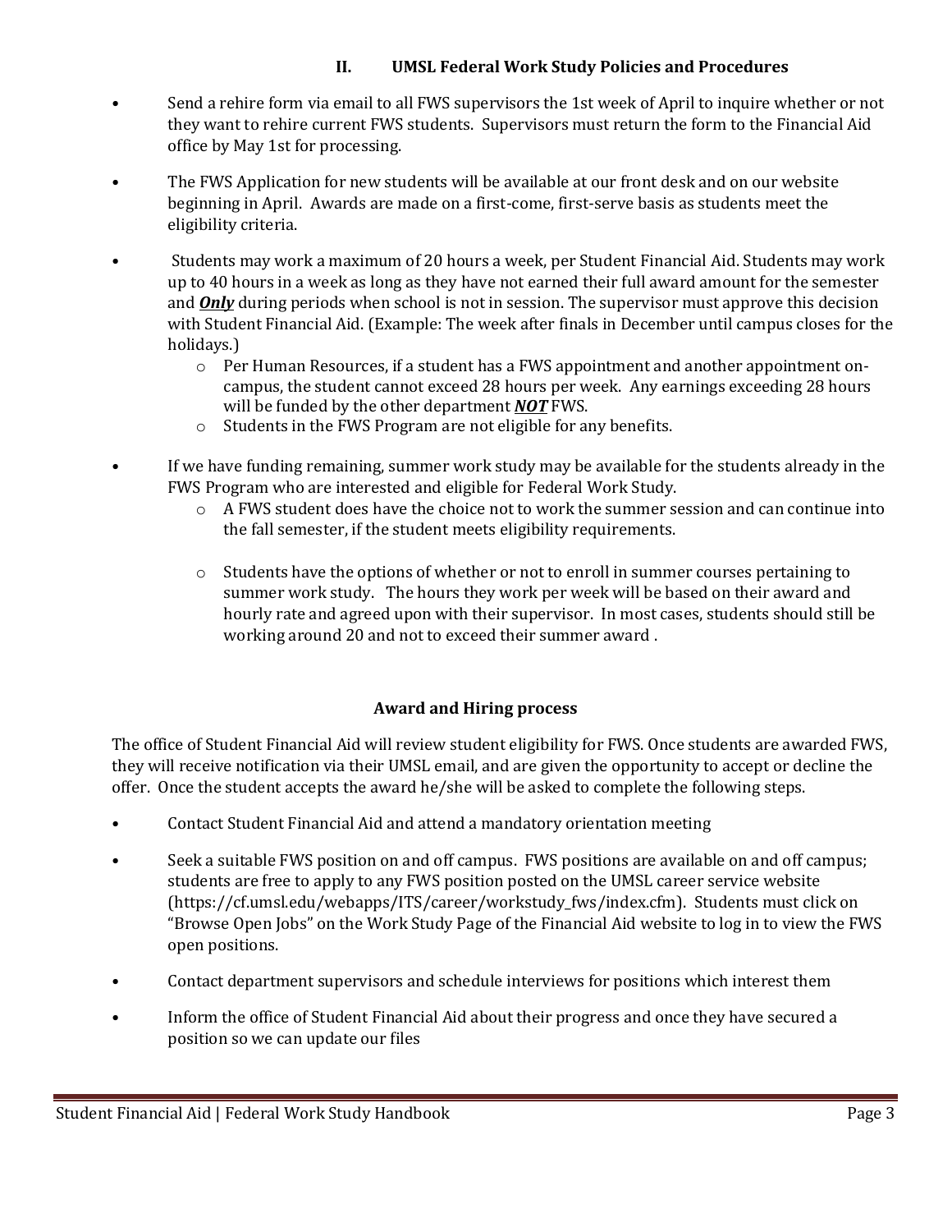## II. UMSL Federal Work Study Policies and Procedures

- Send a rehire form via email to all FWS supervisors the 1st week of April to inquire whether or not they want to rehire current FWS students. Supervisors must return the form to the Financial Aid office by May 1st for processing.
- The FWS Application for new students will be available at our front desk and on our website beginning in April. Awards are made on a first-come, first-serve basis as students meet the eligibility criteria.
- Students may work a maximum of 20 hours a week, per Student Financial Aid. Students may work up to 40 hours in a week as long as they have not earned their full award amount for the semester and ***Only*** during periods when school is not in session. The supervisor must approve this decision with Student Financial Aid. (Example: The week after finals in December until campus closes for the holidays.)
  - Per Human Resources, if a student has a FWS appointment and another appointment on-campus, the student cannot exceed 28 hours per week. Any earnings exceeding 28 hours will be funded by the other department ***NOT*** FWS.
  - Students in the FWS Program are not eligible for any benefits.
- If we have funding remaining, summer work study may be available for the students already in the FWS Program who are interested and eligible for Federal Work Study.
  - A FWS student does have the choice not to work the summer session and can continue into the fall semester, if the student meets eligibility requirements.
  - Students have the options of whether or not to enroll in summer courses pertaining to summer work study. The hours they work per week will be based on their award and hourly rate and agreed upon with their supervisor. In most cases, students should still be working around 20 and not to exceed their summer award .

### Award and Hiring process

The office of Student Financial Aid will review student eligibility for FWS. Once students are awarded FWS, they will receive notification via their UMSL email, and are given the opportunity to accept or decline the offer. Once the student accepts the award he/she will be asked to complete the following steps.

- Contact Student Financial Aid and attend a mandatory orientation meeting
- Seek a suitable FWS position on and off campus. FWS positions are available on and off campus; students are free to apply to any FWS position posted on the UMSL career service website (https://cf.umsl.edu/webapps/ITS/career/workstudy_fws/index.cfm). Students must click on "Browse Open Jobs" on the Work Study Page of the Financial Aid website to log in to view the FWS open positions.
- Contact department supervisors and schedule interviews for positions which interest them
- Inform the office of Student Financial Aid about their progress and once they have secured a position so we can update our files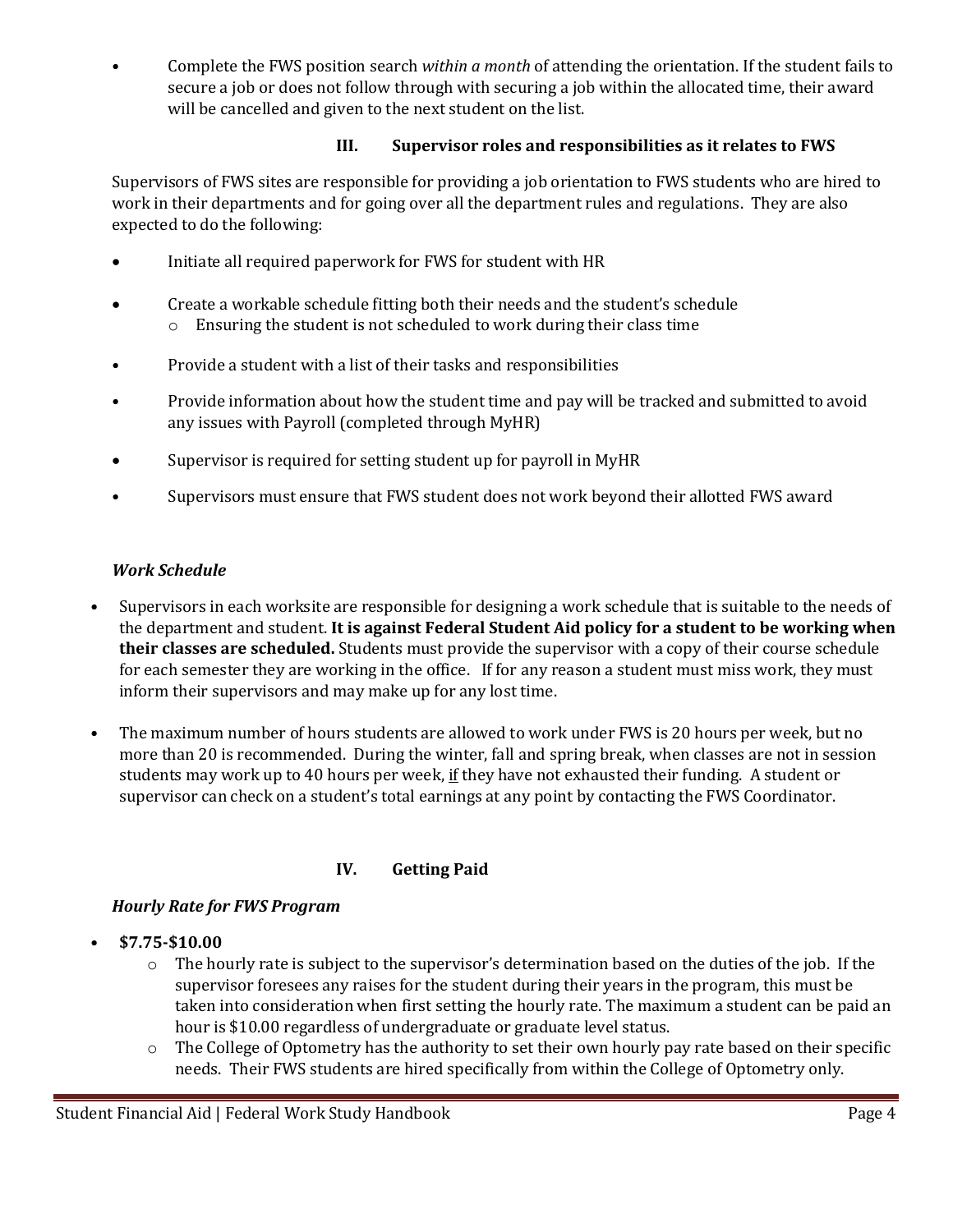- Complete the FWS position search *within a month* of attending the orientation. If the student fails to secure a job or does not follow through with securing a job within the allocated time, their award will be cancelled and given to the next student on the list.

### III. Supervisor roles and responsibilities as it relates to FWS

Supervisors of FWS sites are responsible for providing a job orientation to FWS students who are hired to work in their departments and for going over all the department rules and regulations. They are also expected to do the following:

- Initiate all required paperwork for FWS for student with HR
- Create a workable schedule fitting both their needs and the student's schedule
  - Ensuring the student is not scheduled to work during their class time
- Provide a student with a list of their tasks and responsibilities
- Provide information about how the student time and pay will be tracked and submitted to avoid any issues with Payroll (completed through MyHR)
- Supervisor is required for setting student up for payroll in MyHR
- Supervisors must ensure that FWS student does not work beyond their allotted FWS award

#### *Work Schedule*

- Supervisors in each worksite are responsible for designing a work schedule that is suitable to the needs of the department and student. **It is against Federal Student Aid policy for a student to be working when their classes are scheduled.** Students must provide the supervisor with a copy of their course schedule for each semester they are working in the office. If for any reason a student must miss work, they must inform their supervisors and may make up for any lost time.
- The maximum number of hours students are allowed to work under FWS is 20 hours per week, but no more than 20 is recommended. During the winter, fall and spring break, when classes are not in session students may work up to 40 hours per week, <u>if</u> they have not exhausted their funding. A student or supervisor can check on a student's total earnings at any point by contacting the FWS Coordinator.

### IV. Getting Paid

#### *Hourly Rate for FWS Program*

- **$7.75-$10.00**
  - The hourly rate is subject to the supervisor's determination based on the duties of the job. If the supervisor foresees any raises for the student during their years in the program, this must be taken into consideration when first setting the hourly rate. The maximum a student can be paid an hour is $10.00 regardless of undergraduate or graduate level status.
  - The College of Optometry has the authority to set their own hourly pay rate based on their specific needs. Their FWS students are hired specifically from within the College of Optometry only.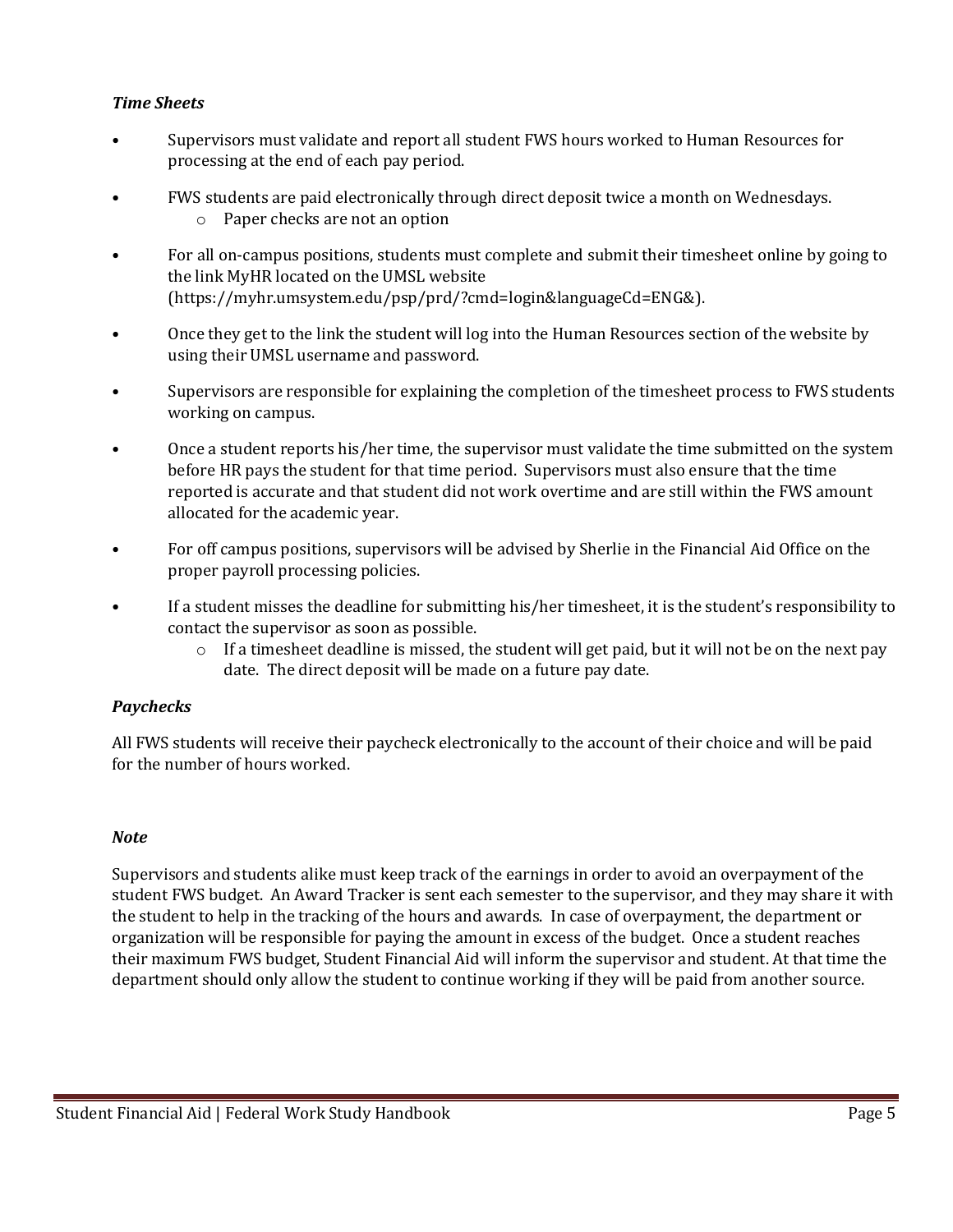### *Time Sheets*

- Supervisors must validate and report all student FWS hours worked to Human Resources for processing at the end of each pay period.
- FWS students are paid electronically through direct deposit twice a month on Wednesdays.
  - Paper checks are not an option
- For all on-campus positions, students must complete and submit their timesheet online by going to the link MyHR located on the UMSL website (https://myhr.umsystem.edu/psp/prd/?cmd=login&languageCd=ENG&).
- Once they get to the link the student will log into the Human Resources section of the website by using their UMSL username and password.
- Supervisors are responsible for explaining the completion of the timesheet process to FWS students working on campus.
- Once a student reports his/her time, the supervisor must validate the time submitted on the system before HR pays the student for that time period. Supervisors must also ensure that the time reported is accurate and that student did not work overtime and are still within the FWS amount allocated for the academic year.
- For off campus positions, supervisors will be advised by Sherlie in the Financial Aid Office on the proper payroll processing policies.
- If a student misses the deadline for submitting his/her timesheet, it is the student's responsibility to contact the supervisor as soon as possible.
  - If a timesheet deadline is missed, the student will get paid, but it will not be on the next pay date. The direct deposit will be made on a future pay date.

### *Paychecks*

All FWS students will receive their paycheck electronically to the account of their choice and will be paid for the number of hours worked.

### *Note*

Supervisors and students alike must keep track of the earnings in order to avoid an overpayment of the student FWS budget. An Award Tracker is sent each semester to the supervisor, and they may share it with the student to help in the tracking of the hours and awards. In case of overpayment, the department or organization will be responsible for paying the amount in excess of the budget. Once a student reaches their maximum FWS budget, Student Financial Aid will inform the supervisor and student. At that time the department should only allow the student to continue working if they will be paid from another source.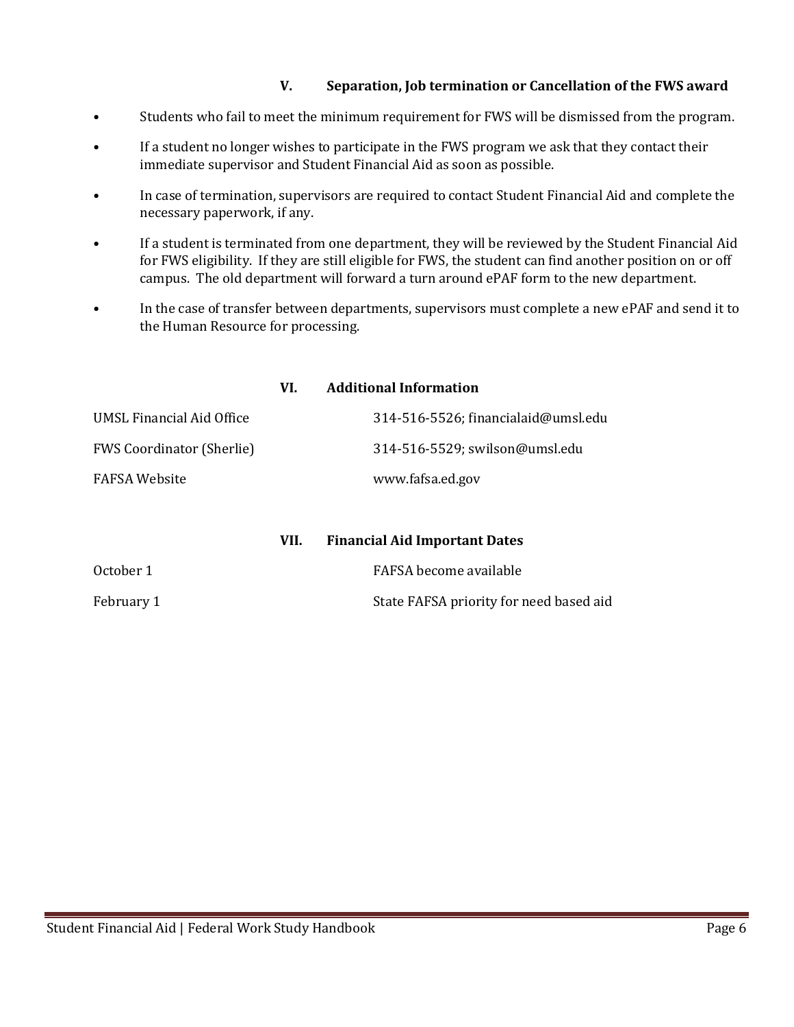## V. Separation, Job termination or Cancellation of the FWS award

- Students who fail to meet the minimum requirement for FWS will be dismissed from the program.
- If a student no longer wishes to participate in the FWS program we ask that they contact their immediate supervisor and Student Financial Aid as soon as possible.
- In case of termination, supervisors are required to contact Student Financial Aid and complete the necessary paperwork, if any.
- If a student is terminated from one department, they will be reviewed by the Student Financial Aid for FWS eligibility. If they are still eligible for FWS, the student can find another position on or off campus. The old department will forward a turn around ePAF form to the new department.
- In the case of transfer between departments, supervisors must complete a new ePAF and send it to the Human Resource for processing.

## VI. Additional Information

| | |
|---|---|
| UMSL Financial Aid Office | 314-516-5526; financialaid@umsl.edu |
| FWS Coordinator (Sherlie) | 314-516-5529; swilson@umsl.edu |
| FAFSA Website | www.fafsa.ed.gov |

## VII. Financial Aid Important Dates

| | |
|---|---|
| October 1 | FAFSA become available |
| February 1 | State FAFSA priority for need based aid |